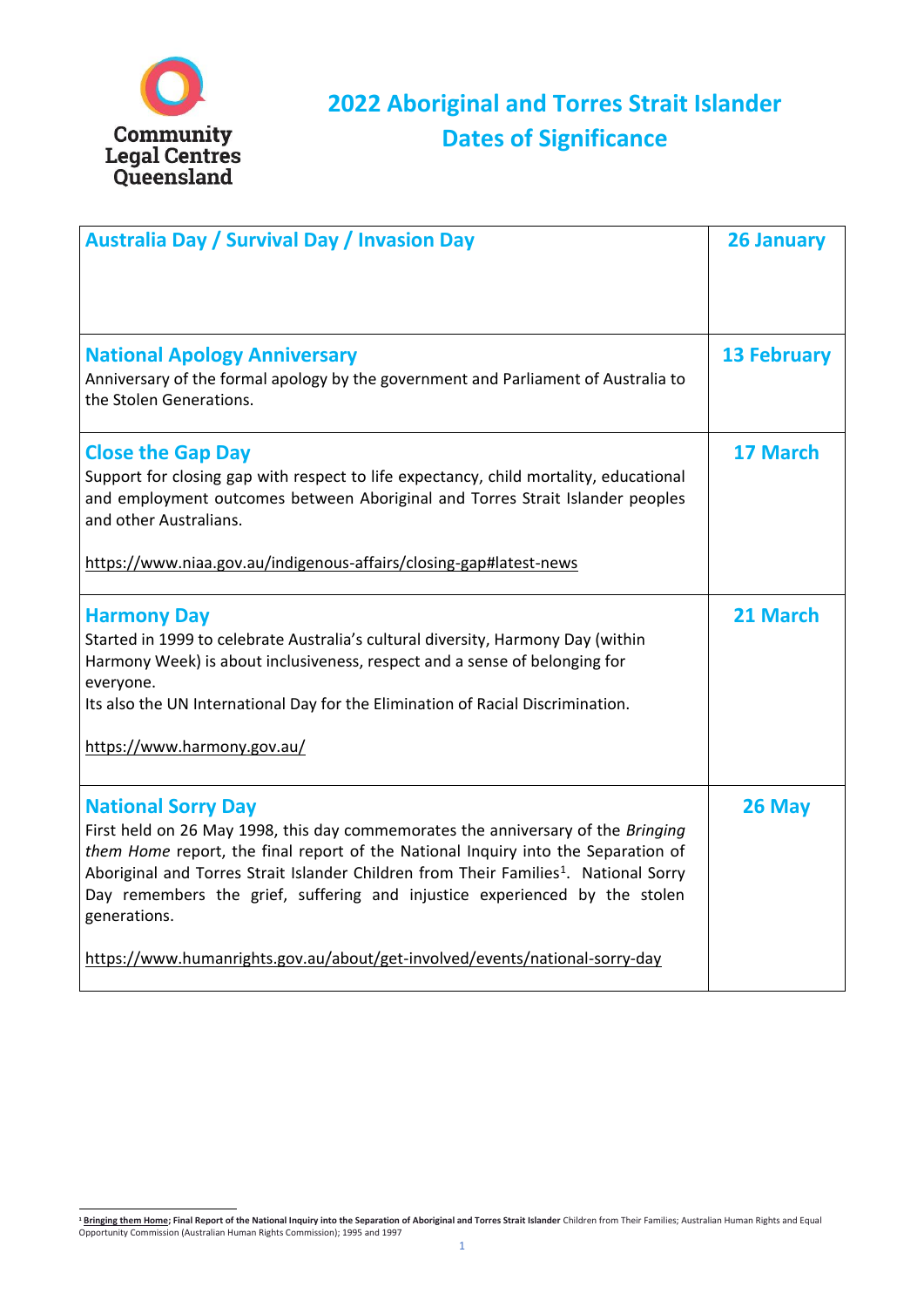Community Legal Centres Queensland

# 2022 Aboriginal and Torres Strait Islander Dates of Significance

| Event | Date |
|---|---|
| **Australia Day / Survival Day / Invasion Day** | **26 January** |
| **National Apology Anniversary**<br>Anniversary of the formal apology by the government and Parliament of Australia to the Stolen Generations. | **13 February** |
| **Close the Gap Day**<br>Support for closing gap with respect to life expectancy, child mortality, educational and employment outcomes between Aboriginal and Torres Strait Islander peoples and other Australians.<br><br>https://www.niaa.gov.au/indigenous-affairs/closing-gap#latest-news | **17 March** |
| **Harmony Day**<br>Started in 1999 to celebrate Australia's cultural diversity, Harmony Day (within Harmony Week) is about inclusiveness, respect and a sense of belonging for everyone.<br>Its also the UN International Day for the Elimination of Racial Discrimination.<br><br>https://www.harmony.gov.au/ | **21 March** |
| **National Sorry Day**<br>First held on 26 May 1998, this day commemorates the anniversary of the *Bringing them Home* report, the final report of the National Inquiry into the Separation of Aboriginal and Torres Strait Islander Children from Their Families[1]. National Sorry Day remembers the grief, suffering and injustice experienced by the stolen generations.<br><br>https://www.humanrights.gov.au/about/get-involved/events/national-sorry-day | **26 May** |

[1] **Bringing them Home; Final Report of the National Inquiry into the Separation of Aboriginal and Torres Strait Islander** Children from Their Families; Australian Human Rights and Equal Opportunity Commission (Australian Human Rights Commission); 1995 and 1997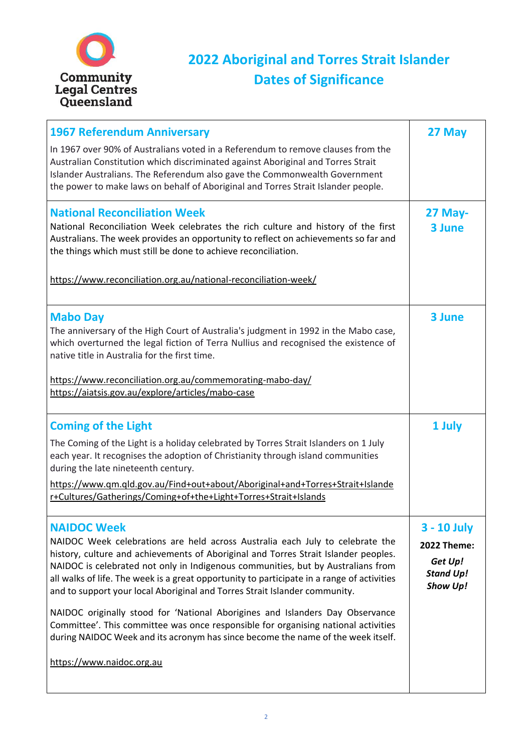**Community Legal Centres Queensland**

# 2022 Aboriginal and Torres Strait Islander Dates of Significance

| | |
|---|---|
| **1967 Referendum Anniversary**<br><br>In 1967 over 90% of Australians voted in a Referendum to remove clauses from the Australian Constitution which discriminated against Aboriginal and Torres Strait Islander Australians. The Referendum also gave the Commonwealth Government the power to make laws on behalf of Aboriginal and Torres Strait Islander people. | **27 May** |
| **National Reconciliation Week**<br><br>National Reconciliation Week celebrates the rich culture and history of the first Australians. The week provides an opportunity to reflect on achievements so far and the things which must still be done to achieve reconciliation.<br><br>https://www.reconciliation.org.au/national-reconciliation-week/ | **27 May-3 June** |
| **Mabo Day**<br><br>The anniversary of the High Court of Australia's judgment in 1992 in the Mabo case, which overturned the legal fiction of Terra Nullius and recognised the existence of native title in Australia for the first time.<br><br>https://www.reconciliation.org.au/commemorating-mabo-day/<br>https://aiatsis.gov.au/explore/articles/mabo-case | **3 June** |
| **Coming of the Light**<br><br>The Coming of the Light is a holiday celebrated by Torres Strait Islanders on 1 July each year. It recognises the adoption of Christianity through island communities during the late nineteenth century.<br><br>https://www.qm.qld.gov.au/Find+out+about/Aboriginal+and+Torres+Strait+Islander+Cultures/Gatherings/Coming+of+the+Light+Torres+Strait+Islands | **1 July** |
| **NAIDOC Week**<br><br>NAIDOC Week celebrations are held across Australia each July to celebrate the history, culture and achievements of Aboriginal and Torres Strait Islander peoples. NAIDOC is celebrated not only in Indigenous communities, but by Australians from all walks of life. The week is a great opportunity to participate in a range of activities and to support your local Aboriginal and Torres Strait Islander community.<br><br>NAIDOC originally stood for 'National Aborigines and Islanders Day Observance Committee'. This committee was once responsible for organising national activities during NAIDOC Week and its acronym has since become the name of the week itself.<br><br>https://www.naidoc.org.au | **3 - 10 July**<br><br>**2022 Theme:**<br><br>***Get Up! Stand Up! Show Up!*** |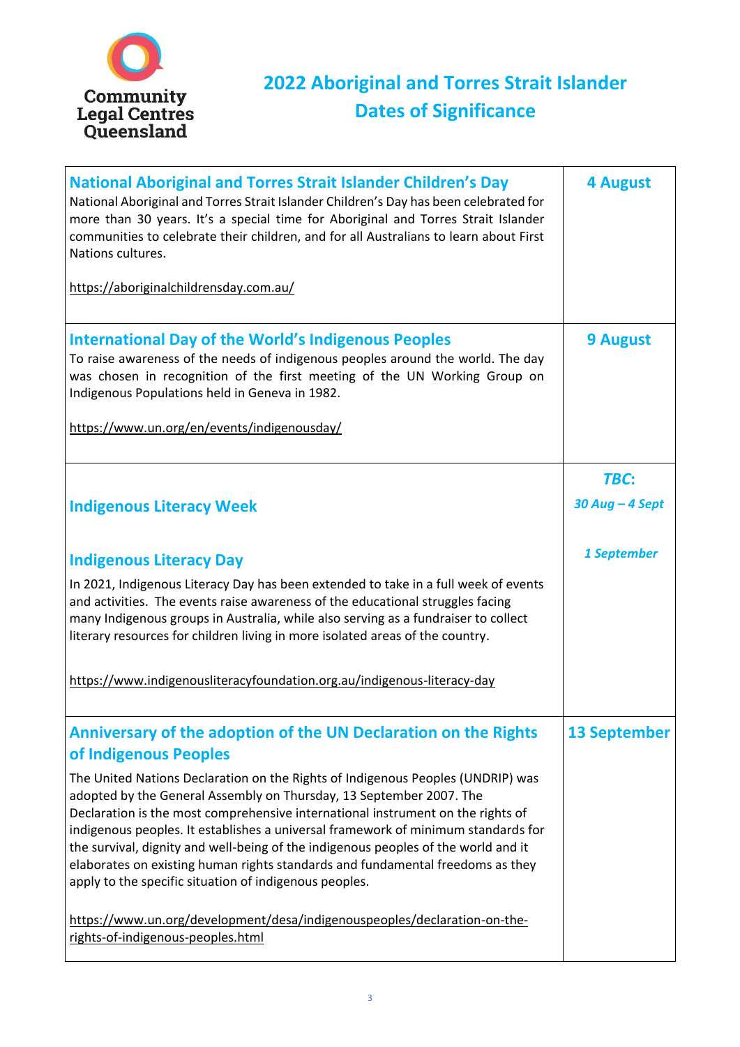Community Legal Centres Queensland

# 2022 Aboriginal and Torres Strait Islander Dates of Significance

| | |
|---|---|
| **National Aboriginal and Torres Strait Islander Children's Day**<br>National Aboriginal and Torres Strait Islander Children's Day has been celebrated for more than 30 years. It's a special time for Aboriginal and Torres Strait Islander communities to celebrate their children, and for all Australians to learn about First Nations cultures.<br><br>https://aboriginalchildrensday.com.au/ | **4 August** |
| **International Day of the World's Indigenous Peoples**<br>To raise awareness of the needs of indigenous peoples around the world. The day was chosen in recognition of the first meeting of the UN Working Group on Indigenous Populations held in Geneva in 1982.<br><br>https://www.un.org/en/events/indigenousday/ | **9 August** |
| **Indigenous Literacy Week**<br><br>**Indigenous Literacy Day**<br>In 2021, Indigenous Literacy Day has been extended to take in a full week of events and activities. The events raise awareness of the educational struggles facing many Indigenous groups in Australia, while also serving as a fundraiser to collect literary resources for children living in more isolated areas of the country.<br><br>https://www.indigenousliteracyfoundation.org.au/indigenous-literacy-day | ***TBC:***<br>***30 Aug – 4 Sept***<br><br>***1 September*** |
| **Anniversary of the adoption of the UN Declaration on the Rights of Indigenous Peoples**<br>The United Nations Declaration on the Rights of Indigenous Peoples (UNDRIP) was adopted by the General Assembly on Thursday, 13 September 2007. The Declaration is the most comprehensive international instrument on the rights of indigenous peoples. It establishes a universal framework of minimum standards for the survival, dignity and well-being of the indigenous peoples of the world and it elaborates on existing human rights standards and fundamental freedoms as they apply to the specific situation of indigenous peoples.<br><br>https://www.un.org/development/desa/indigenouspeoples/declaration-on-the-rights-of-indigenous-peoples.html | **13 September** |